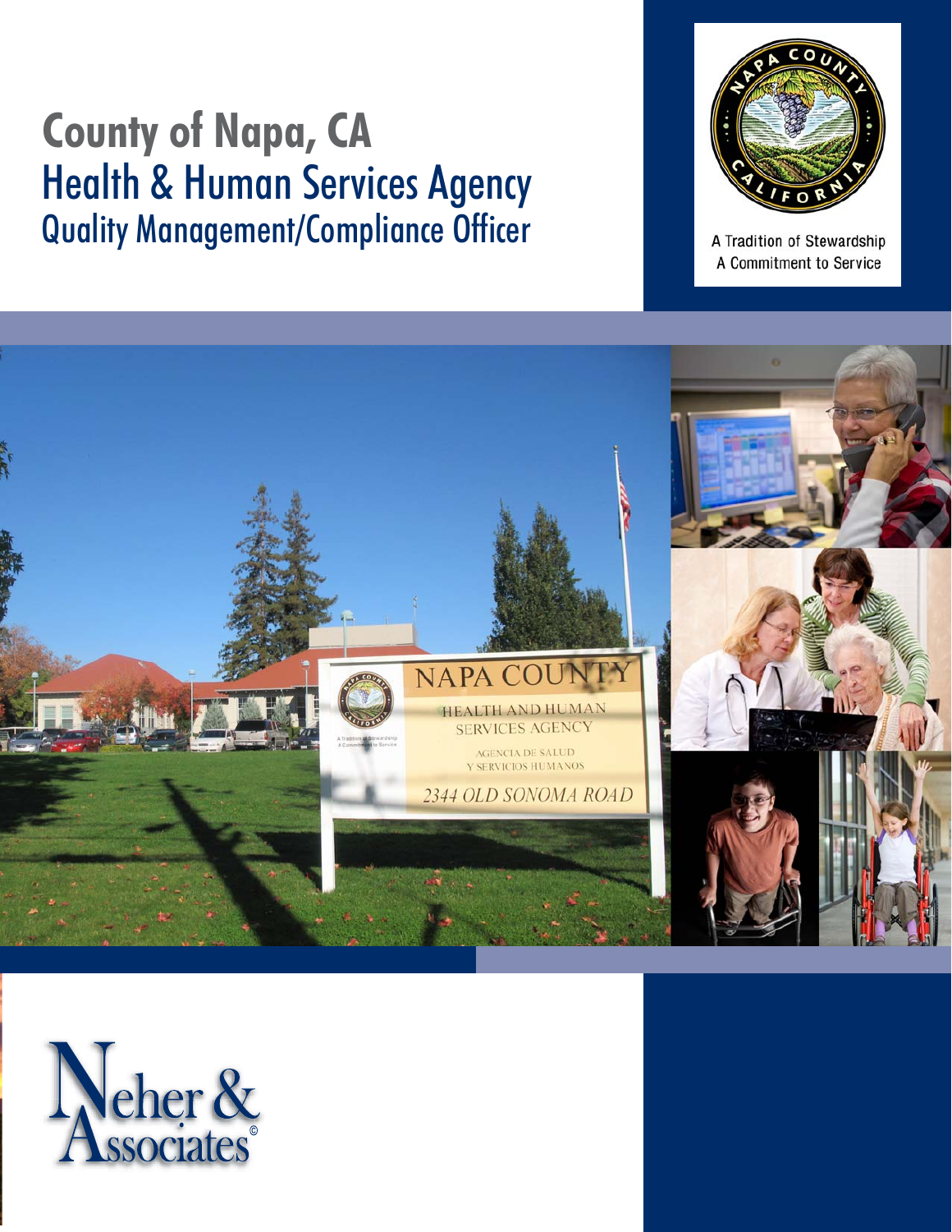# County of Napa, CA

## Health & Human Services Agency

### Quality Management/Compliance Officer

A Tradition of Stewardship
A Commitment to Service

Neher & Associates©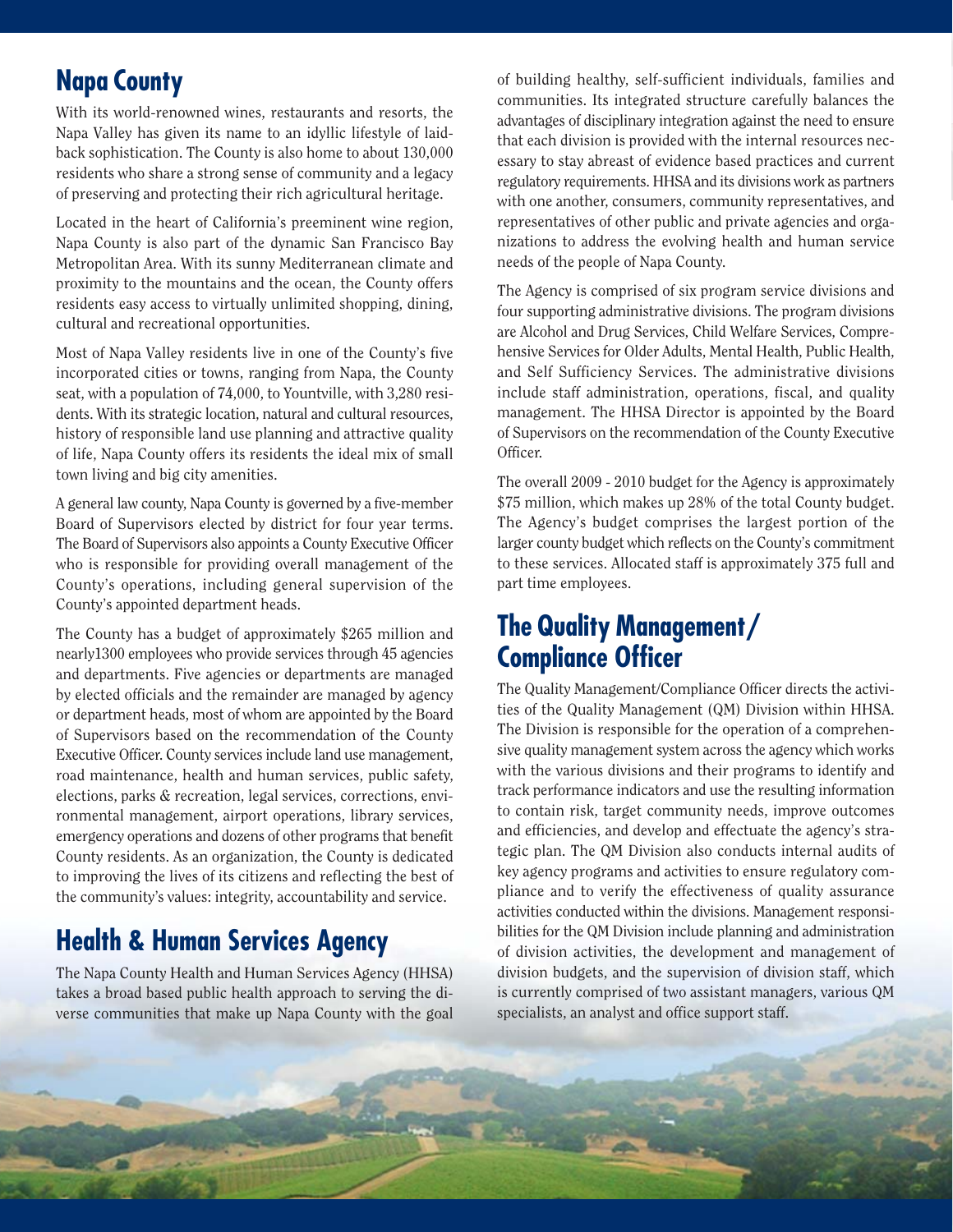## Napa County

With its world-renowned wines, restaurants and resorts, the Napa Valley has given its name to an idyllic lifestyle of laid-back sophistication. The County is also home to about 130,000 residents who share a strong sense of community and a legacy of preserving and protecting their rich agricultural heritage.

Located in the heart of California's preeminent wine region, Napa County is also part of the dynamic San Francisco Bay Metropolitan Area. With its sunny Mediterranean climate and proximity to the mountains and the ocean, the County offers residents easy access to virtually unlimited shopping, dining, cultural and recreational opportunities.

Most of Napa Valley residents live in one of the County's five incorporated cities or towns, ranging from Napa, the County seat, with a population of 74,000, to Yountville, with 3,280 residents. With its strategic location, natural and cultural resources, history of responsible land use planning and attractive quality of life, Napa County offers its residents the ideal mix of small town living and big city amenities.

A general law county, Napa County is governed by a five-member Board of Supervisors elected by district for four year terms. The Board of Supervisors also appoints a County Executive Officer who is responsible for providing overall management of the County's operations, including general supervision of the County's appointed department heads.

The County has a budget of approximately $265 million and nearly1300 employees who provide services through 45 agencies and departments. Five agencies or departments are managed by elected officials and the remainder are managed by agency or department heads, most of whom are appointed by the Board of Supervisors based on the recommendation of the County Executive Officer. County services include land use management, road maintenance, health and human services, public safety, elections, parks & recreation, legal services, corrections, environmental management, airport operations, library services, emergency operations and dozens of other programs that benefit County residents. As an organization, the County is dedicated to improving the lives of its citizens and reflecting the best of the community's values: integrity, accountability and service.

## Health & Human Services Agency

The Napa County Health and Human Services Agency (HHSA) takes a broad based public health approach to serving the diverse communities that make up Napa County with the goal of building healthy, self-sufficient individuals, families and communities. Its integrated structure carefully balances the advantages of disciplinary integration against the need to ensure that each division is provided with the internal resources necessary to stay abreast of evidence based practices and current regulatory requirements. HHSA and its divisions work as partners with one another, consumers, community representatives, and representatives of other public and private agencies and organizations to address the evolving health and human service needs of the people of Napa County.

The Agency is comprised of six program service divisions and four supporting administrative divisions. The program divisions are Alcohol and Drug Services, Child Welfare Services, Comprehensive Services for Older Adults, Mental Health, Public Health, and Self Sufficiency Services. The administrative divisions include staff administration, operations, fiscal, and quality management. The HHSA Director is appointed by the Board of Supervisors on the recommendation of the County Executive Officer.

The overall 2009 - 2010 budget for the Agency is approximately $75 million, which makes up 28% of the total County budget. The Agency's budget comprises the largest portion of the larger county budget which reflects on the County's commitment to these services. Allocated staff is approximately 375 full and part time employees.

## The Quality Management/ Compliance Officer

The Quality Management/Compliance Officer directs the activities of the Quality Management (QM) Division within HHSA. The Division is responsible for the operation of a comprehensive quality management system across the agency which works with the various divisions and their programs to identify and track performance indicators and use the resulting information to contain risk, target community needs, improve outcomes and efficiencies, and develop and effectuate the agency's strategic plan. The QM Division also conducts internal audits of key agency programs and activities to ensure regulatory compliance and to verify the effectiveness of quality assurance activities conducted within the divisions. Management responsibilities for the QM Division include planning and administration of division activities, the development and management of division budgets, and the supervision of division staff, which is currently comprised of two assistant managers, various QM specialists, an analyst and office support staff.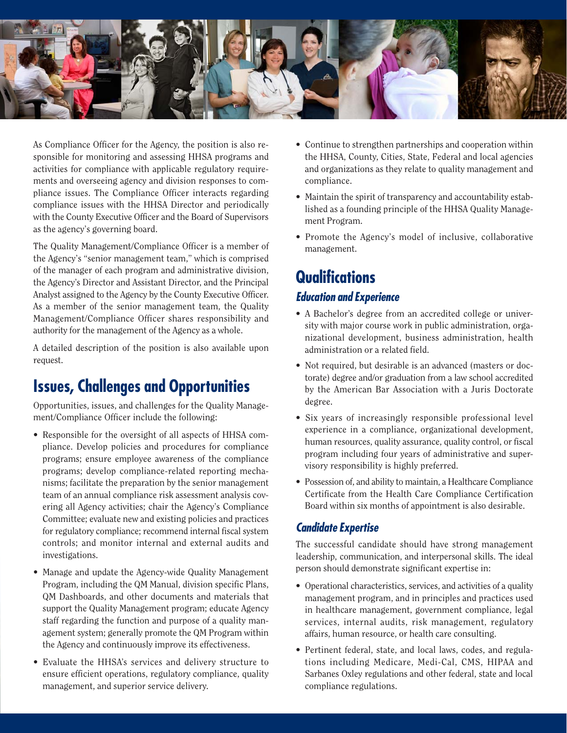As Compliance Officer for the Agency, the position is also responsible for monitoring and assessing HHSA programs and activities for compliance with applicable regulatory requirements and overseeing agency and division responses to compliance issues. The Compliance Officer interacts regarding compliance issues with the HHSA Director and periodically with the County Executive Officer and the Board of Supervisors as the agency's governing board.

The Quality Management/Compliance Officer is a member of the Agency's "senior management team," which is comprised of the manager of each program and administrative division, the Agency's Director and Assistant Director, and the Principal Analyst assigned to the Agency by the County Executive Officer. As a member of the senior management team, the Quality Management/Compliance Officer shares responsibility and authority for the management of the Agency as a whole.

A detailed description of the position is also available upon request.

## Issues, Challenges and Opportunities

Opportunities, issues, and challenges for the Quality Management/Compliance Officer include the following:

- Responsible for the oversight of all aspects of HHSA compliance. Develop policies and procedures for compliance programs; ensure employee awareness of the compliance programs; develop compliance-related reporting mechanisms; facilitate the preparation by the senior management team of an annual compliance risk assessment analysis covering all Agency activities; chair the Agency's Compliance Committee; evaluate new and existing policies and practices for regulatory compliance; recommend internal fiscal system controls; and monitor internal and external audits and investigations.
- Manage and update the Agency-wide Quality Management Program, including the QM Manual, division specific Plans, QM Dashboards, and other documents and materials that support the Quality Management program; educate Agency staff regarding the function and purpose of a quality management system; generally promote the QM Program within the Agency and continuously improve its effectiveness.
- Evaluate the HHSA's services and delivery structure to ensure efficient operations, regulatory compliance, quality management, and superior service delivery.
- Continue to strengthen partnerships and cooperation within the HHSA, County, Cities, State, Federal and local agencies and organizations as they relate to quality management and compliance.
- Maintain the spirit of transparency and accountability established as a founding principle of the HHSA Quality Management Program.
- Promote the Agency's model of inclusive, collaborative management.

## Qualifications

### *Education and Experience*

- A Bachelor's degree from an accredited college or university with major course work in public administration, organizational development, business administration, health administration or a related field.
- Not required, but desirable is an advanced (masters or doctorate) degree and/or graduation from a law school accredited by the American Bar Association with a Juris Doctorate degree.
- Six years of increasingly responsible professional level experience in a compliance, organizational development, human resources, quality assurance, quality control, or fiscal program including four years of administrative and supervisory responsibility is highly preferred.
- Possession of, and ability to maintain, a Healthcare Compliance Certificate from the Health Care Compliance Certification Board within six months of appointment is also desirable.

### *Candidate Expertise*

The successful candidate should have strong management leadership, communication, and interpersonal skills. The ideal person should demonstrate significant expertise in:

- Operational characteristics, services, and activities of a quality management program, and in principles and practices used in healthcare management, government compliance, legal services, internal audits, risk management, regulatory affairs, human resource, or health care consulting.
- Pertinent federal, state, and local laws, codes, and regulations including Medicare, Medi-Cal, CMS, HIPAA and Sarbanes Oxley regulations and other federal, state and local compliance regulations.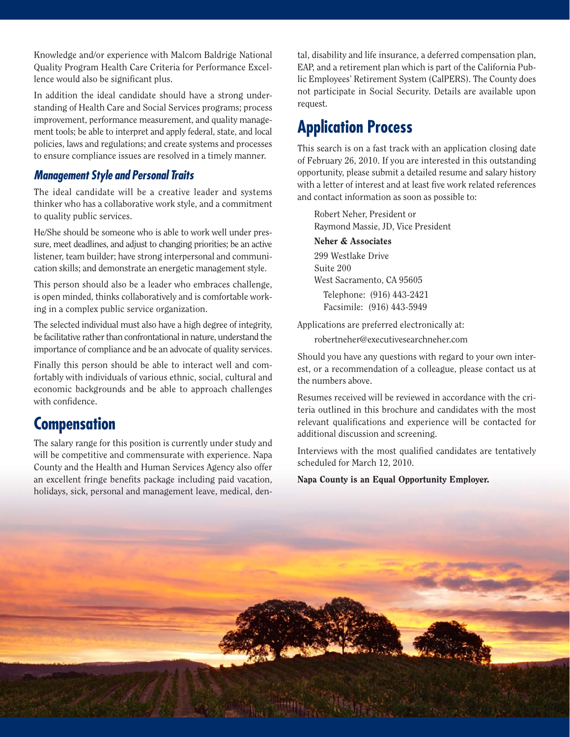Knowledge and/or experience with Malcom Baldrige National Quality Program Health Care Criteria for Performance Excellence would also be significant plus.

In addition the ideal candidate should have a strong understanding of Health Care and Social Services programs; process improvement, performance measurement, and quality management tools; be able to interpret and apply federal, state, and local policies, laws and regulations; and create systems and processes to ensure compliance issues are resolved in a timely manner.

### *Management Style and Personal Traits*

The ideal candidate will be a creative leader and systems thinker who has a collaborative work style, and a commitment to quality public services.

He/She should be someone who is able to work well under pressure, meet deadlines, and adjust to changing priorities; be an active listener, team builder; have strong interpersonal and communication skills; and demonstrate an energetic management style.

This person should also be a leader who embraces challenge, is open minded, thinks collaboratively and is comfortable working in a complex public service organization.

The selected individual must also have a high degree of integrity, be facilitative rather than confrontational in nature, understand the importance of compliance and be an advocate of quality services.

Finally this person should be able to interact well and comfortably with individuals of various ethnic, social, cultural and economic backgrounds and be able to approach challenges with confidence.

## Compensation

The salary range for this position is currently under study and will be competitive and commensurate with experience. Napa County and the Health and Human Services Agency also offer an excellent fringe benefits package including paid vacation, holidays, sick, personal and management leave, medical, dental, disability and life insurance, a deferred compensation plan, EAP, and a retirement plan which is part of the California Public Employees' Retirement System (CalPERS). The County does not participate in Social Security. Details are available upon request.

## Application Process

This search is on a fast track with an application closing date of February 26, 2010. If you are interested in this outstanding opportunity, please submit a detailed resume and salary history with a letter of interest and at least five work related references and contact information as soon as possible to:

Robert Neher, President or
Raymond Massie, JD, Vice President

**Neher & Associates**
299 Westlake Drive
Suite 200
West Sacramento, CA 95605
Telephone: (916) 443-2421
Facsimile: (916) 443-5949

Applications are preferred electronically at:

robertneher@executivesearchneher.com

Should you have any questions with regard to your own interest, or a recommendation of a colleague, please contact us at the numbers above.

Resumes received will be reviewed in accordance with the criteria outlined in this brochure and candidates with the most relevant qualifications and experience will be contacted for additional discussion and screening.

Interviews with the most qualified candidates are tentatively scheduled for March 12, 2010.

**Napa County is an Equal Opportunity Employer.**